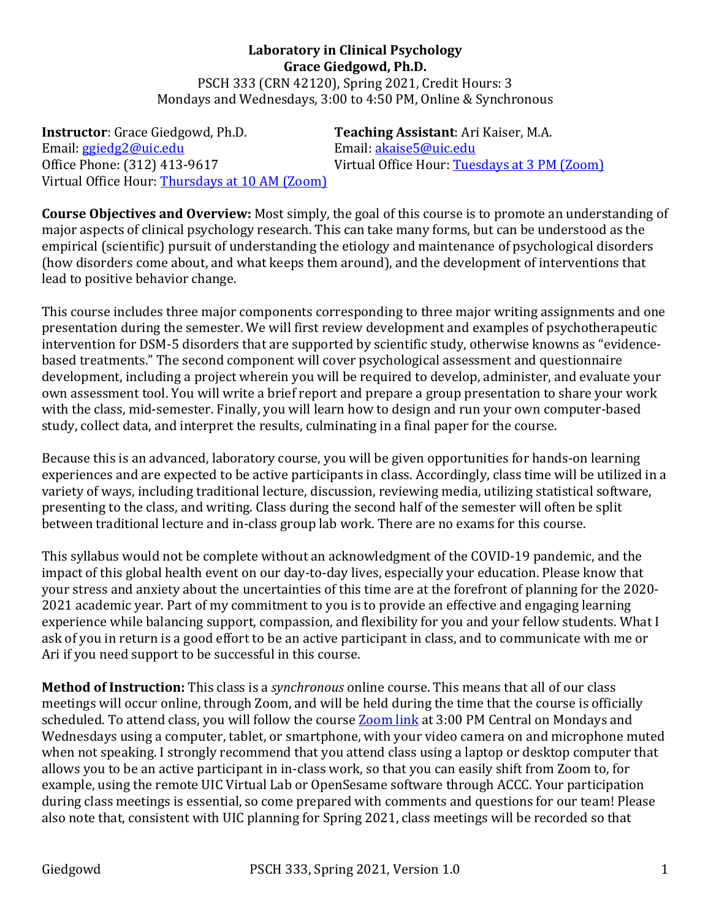**Laboratory in Clinical Psychology**
**Grace Giedgowd, Ph.D.**
PSCH 333 (CRN 42120), Spring 2021, Credit Hours: 3
Mondays and Wednesdays, 3:00 to 4:50 PM, Online & Synchronous

**Instructor**: Grace Giedgowd, Ph.D.
Email: ggiedg2@uic.edu
Office Phone: (312) 413-9617
Virtual Office Hour: Thursdays at 10 AM (Zoom)

**Teaching Assistant**: Ari Kaiser, M.A.
Email: akaise5@uic.edu
Virtual Office Hour: Tuesdays at 3 PM (Zoom)

**Course Objectives and Overview:** Most simply, the goal of this course is to promote an understanding of major aspects of clinical psychology research. This can take many forms, but can be understood as the empirical (scientific) pursuit of understanding the etiology and maintenance of psychological disorders (how disorders come about, and what keeps them around), and the development of interventions that lead to positive behavior change.

This course includes three major components corresponding to three major writing assignments and one presentation during the semester. We will first review development and examples of psychotherapeutic intervention for DSM-5 disorders that are supported by scientific study, otherwise knowns as "evidence-based treatments." The second component will cover psychological assessment and questionnaire development, including a project wherein you will be required to develop, administer, and evaluate your own assessment tool. You will write a brief report and prepare a group presentation to share your work with the class, mid-semester. Finally, you will learn how to design and run your own computer-based study, collect data, and interpret the results, culminating in a final paper for the course.

Because this is an advanced, laboratory course, you will be given opportunities for hands-on learning experiences and are expected to be active participants in class. Accordingly, class time will be utilized in a variety of ways, including traditional lecture, discussion, reviewing media, utilizing statistical software, presenting to the class, and writing. Class during the second half of the semester will often be split between traditional lecture and in-class group lab work. There are no exams for this course.

This syllabus would not be complete without an acknowledgment of the COVID-19 pandemic, and the impact of this global health event on our day-to-day lives, especially your education. Please know that your stress and anxiety about the uncertainties of this time are at the forefront of planning for the 2020-2021 academic year. Part of my commitment to you is to provide an effective and engaging learning experience while balancing support, compassion, and flexibility for you and your fellow students. What I ask of you in return is a good effort to be an active participant in class, and to communicate with me or Ari if you need support to be successful in this course.

**Method of Instruction:** This class is a *synchronous* online course. This means that all of our class meetings will occur online, through Zoom, and will be held during the time that the course is officially scheduled. To attend class, you will follow the course Zoom link at 3:00 PM Central on Mondays and Wednesdays using a computer, tablet, or smartphone, with your video camera on and microphone muted when not speaking. I strongly recommend that you attend class using a laptop or desktop computer that allows you to be an active participant in in-class work, so that you can easily shift from Zoom to, for example, using the remote UIC Virtual Lab or OpenSesame software through ACCC. Your participation during class meetings is essential, so come prepared with comments and questions for our team! Please also note that, consistent with UIC planning for Spring 2021, class meetings will be recorded so that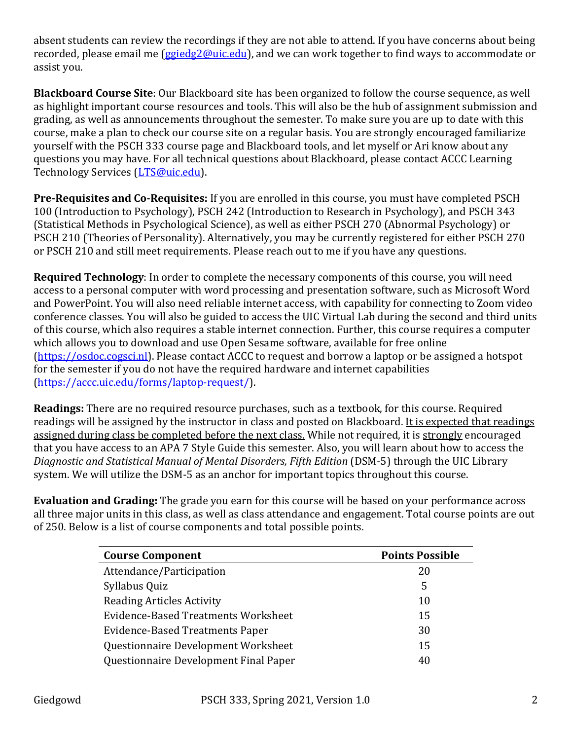absent students can review the recordings if they are not able to attend. If you have concerns about being recorded, please email me (ggiedg2@uic.edu), and we can work together to find ways to accommodate or assist you.

**Blackboard Course Site**: Our Blackboard site has been organized to follow the course sequence, as well as highlight important course resources and tools. This will also be the hub of assignment submission and grading, as well as announcements throughout the semester. To make sure you are up to date with this course, make a plan to check our course site on a regular basis. You are strongly encouraged familiarize yourself with the PSCH 333 course page and Blackboard tools, and let myself or Ari know about any questions you may have. For all technical questions about Blackboard, please contact ACCC Learning Technology Services (LTS@uic.edu).

**Pre-Requisites and Co-Requisites:** If you are enrolled in this course, you must have completed PSCH 100 (Introduction to Psychology), PSCH 242 (Introduction to Research in Psychology), and PSCH 343 (Statistical Methods in Psychological Science), as well as either PSCH 270 (Abnormal Psychology) or PSCH 210 (Theories of Personality). Alternatively, you may be currently registered for either PSCH 270 or PSCH 210 and still meet requirements. Please reach out to me if you have any questions.

**Required Technology**: In order to complete the necessary components of this course, you will need access to a personal computer with word processing and presentation software, such as Microsoft Word and PowerPoint. You will also need reliable internet access, with capability for connecting to Zoom video conference classes. You will also be guided to access the UIC Virtual Lab during the second and third units of this course, which also requires a stable internet connection. Further, this course requires a computer which allows you to download and use Open Sesame software, available for free online (https://osdoc.cogsci.nl). Please contact ACCC to request and borrow a laptop or be assigned a hotspot for the semester if you do not have the required hardware and internet capabilities (https://accc.uic.edu/forms/laptop-request/).

**Readings:** There are no required resource purchases, such as a textbook, for this course. Required readings will be assigned by the instructor in class and posted on Blackboard. <u>It is expected that readings assigned during class be completed before the next class.</u> While not required, it is <u>strongly</u> encouraged that you have access to an APA 7 Style Guide this semester. Also, you will learn about how to access the *Diagnostic and Statistical Manual of Mental Disorders, Fifth Edition* (DSM-5) through the UIC Library system. We will utilize the DSM-5 as an anchor for important topics throughout this course.

**Evaluation and Grading:** The grade you earn for this course will be based on your performance across all three major units in this class, as well as class attendance and engagement. Total course points are out of 250. Below is a list of course components and total possible points.

| Course Component | Points Possible |
|---|---|
| Attendance/Participation | 20 |
| Syllabus Quiz | 5 |
| Reading Articles Activity | 10 |
| Evidence-Based Treatments Worksheet | 15 |
| Evidence-Based Treatments Paper | 30 |
| Questionnaire Development Worksheet | 15 |
| Questionnaire Development Final Paper | 40 |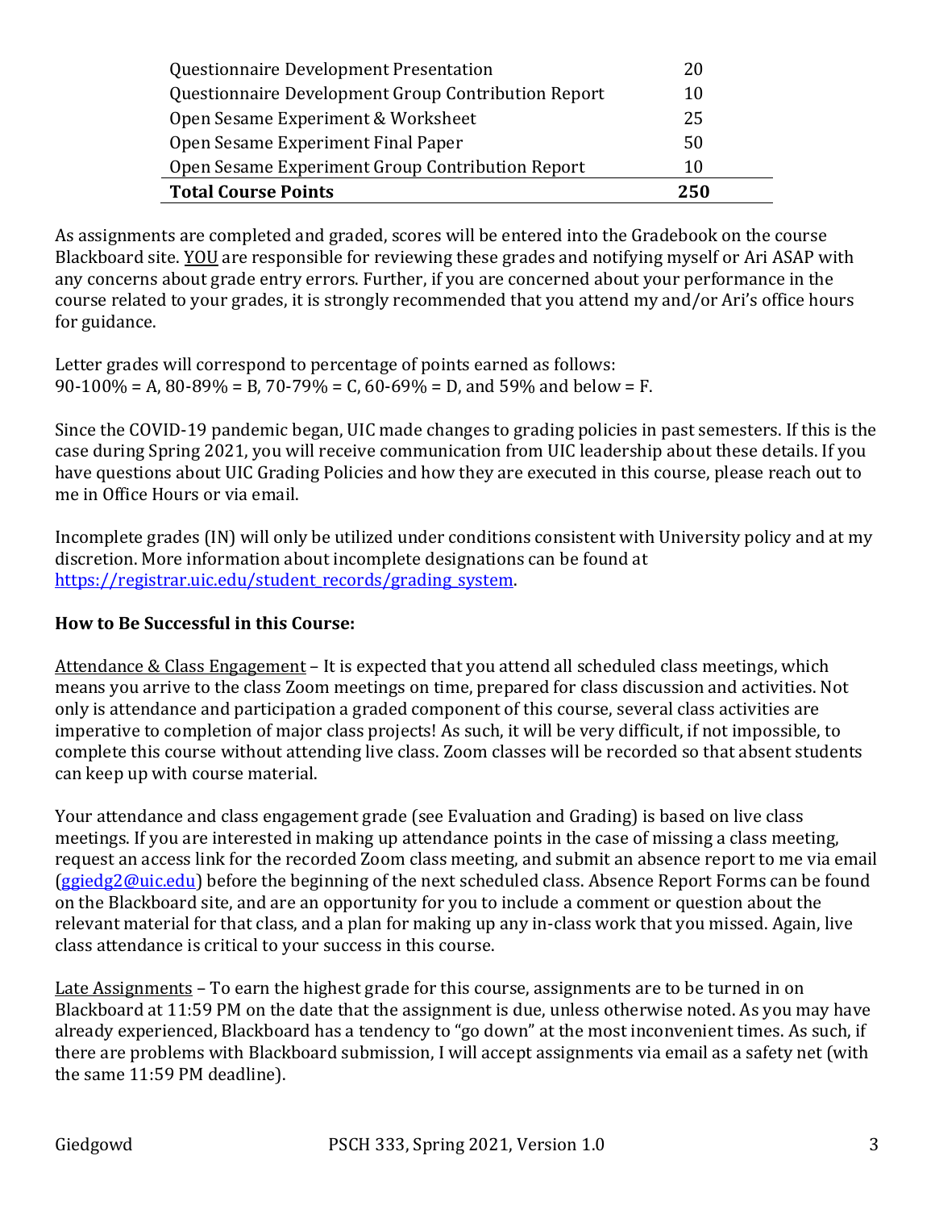| | |
|---|---|
| Questionnaire Development Presentation | 20 |
| Questionnaire Development Group Contribution Report | 10 |
| Open Sesame Experiment & Worksheet | 25 |
| Open Sesame Experiment Final Paper | 50 |
| Open Sesame Experiment Group Contribution Report | 10 |
| **Total Course Points** | **250** |

As assignments are completed and graded, scores will be entered into the Gradebook on the course Blackboard site. YOU are responsible for reviewing these grades and notifying myself or Ari ASAP with any concerns about grade entry errors. Further, if you are concerned about your performance in the course related to your grades, it is strongly recommended that you attend my and/or Ari's office hours for guidance.

Letter grades will correspond to percentage of points earned as follows:
90-100% = A, 80-89% = B, 70-79% = C, 60-69% = D, and 59% and below = F.

Since the COVID-19 pandemic began, UIC made changes to grading policies in past semesters. If this is the case during Spring 2021, you will receive communication from UIC leadership about these details. If you have questions about UIC Grading Policies and how they are executed in this course, please reach out to me in Office Hours or via email.

Incomplete grades (IN) will only be utilized under conditions consistent with University policy and at my discretion. More information about incomplete designations can be found at https://registrar.uic.edu/student_records/grading_system.

**How to Be Successful in this Course:**

Attendance & Class Engagement – It is expected that you attend all scheduled class meetings, which means you arrive to the class Zoom meetings on time, prepared for class discussion and activities. Not only is attendance and participation a graded component of this course, several class activities are imperative to completion of major class projects! As such, it will be very difficult, if not impossible, to complete this course without attending live class. Zoom classes will be recorded so that absent students can keep up with course material.

Your attendance and class engagement grade (see Evaluation and Grading) is based on live class meetings. If you are interested in making up attendance points in the case of missing a class meeting, request an access link for the recorded Zoom class meeting, and submit an absence report to me via email (ggiedg2@uic.edu) before the beginning of the next scheduled class. Absence Report Forms can be found on the Blackboard site, and are an opportunity for you to include a comment or question about the relevant material for that class, and a plan for making up any in-class work that you missed. Again, live class attendance is critical to your success in this course.

Late Assignments – To earn the highest grade for this course, assignments are to be turned in on Blackboard at 11:59 PM on the date that the assignment is due, unless otherwise noted. As you may have already experienced, Blackboard has a tendency to "go down" at the most inconvenient times. As such, if there are problems with Blackboard submission, I will accept assignments via email as a safety net (with the same 11:59 PM deadline).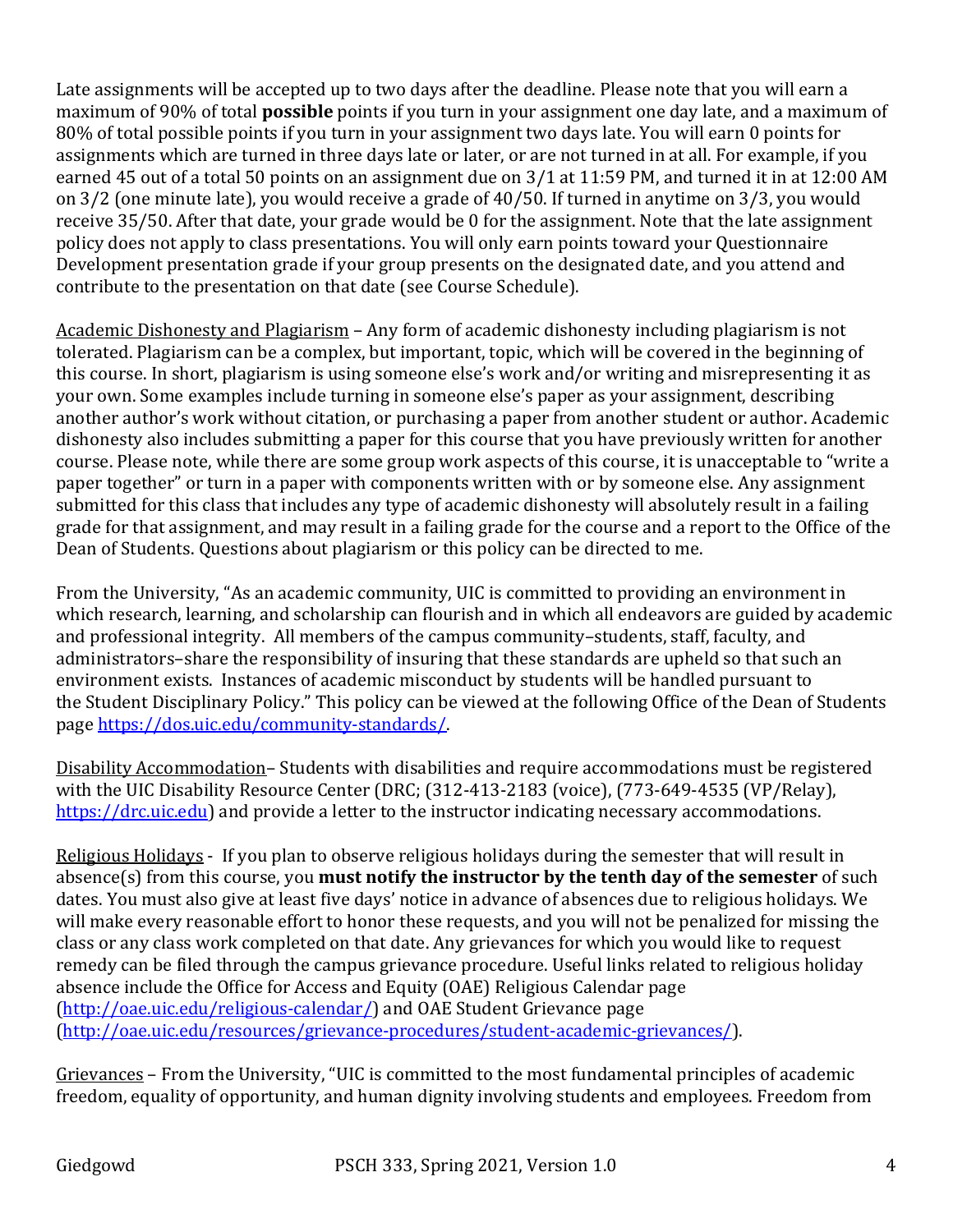Late assignments will be accepted up to two days after the deadline. Please note that you will earn a maximum of 90% of total **possible** points if you turn in your assignment one day late, and a maximum of 80% of total possible points if you turn in your assignment two days late. You will earn 0 points for assignments which are turned in three days late or later, or are not turned in at all. For example, if you earned 45 out of a total 50 points on an assignment due on 3/1 at 11:59 PM, and turned it in at 12:00 AM on 3/2 (one minute late), you would receive a grade of 40/50. If turned in anytime on 3/3, you would receive 35/50. After that date, your grade would be 0 for the assignment. Note that the late assignment policy does not apply to class presentations. You will only earn points toward your Questionnaire Development presentation grade if your group presents on the designated date, and you attend and contribute to the presentation on that date (see Course Schedule).

<u>Academic Dishonesty and Plagiarism</u> – Any form of academic dishonesty including plagiarism is not tolerated. Plagiarism can be a complex, but important, topic, which will be covered in the beginning of this course. In short, plagiarism is using someone else's work and/or writing and misrepresenting it as your own. Some examples include turning in someone else's paper as your assignment, describing another author's work without citation, or purchasing a paper from another student or author. Academic dishonesty also includes submitting a paper for this course that you have previously written for another course. Please note, while there are some group work aspects of this course, it is unacceptable to "write a paper together" or turn in a paper with components written with or by someone else. Any assignment submitted for this class that includes any type of academic dishonesty will absolutely result in a failing grade for that assignment, and may result in a failing grade for the course and a report to the Office of the Dean of Students. Questions about plagiarism or this policy can be directed to me.

From the University, "As an academic community, UIC is committed to providing an environment in which research, learning, and scholarship can flourish and in which all endeavors are guided by academic and professional integrity. All members of the campus community–students, staff, faculty, and administrators–share the responsibility of insuring that these standards are upheld so that such an environment exists. Instances of academic misconduct by students will be handled pursuant to the Student Disciplinary Policy." This policy can be viewed at the following Office of the Dean of Students page https://dos.uic.edu/community-standards/.

<u>Disability Accommodation</u>– Students with disabilities and require accommodations must be registered with the UIC Disability Resource Center (DRC; (312-413-2183 (voice), (773-649-4535 (VP/Relay), https://drc.uic.edu) and provide a letter to the instructor indicating necessary accommodations.

<u>Religious Holidays</u> - If you plan to observe religious holidays during the semester that will result in absence(s) from this course, you **must notify the instructor by the tenth day of the semester** of such dates. You must also give at least five days' notice in advance of absences due to religious holidays. We will make every reasonable effort to honor these requests, and you will not be penalized for missing the class or any class work completed on that date. Any grievances for which you would like to request remedy can be filed through the campus grievance procedure. Useful links related to religious holiday absence include the Office for Access and Equity (OAE) Religious Calendar page (http://oae.uic.edu/religious-calendar/) and OAE Student Grievance page (http://oae.uic.edu/resources/grievance-procedures/student-academic-grievances/).

<u>Grievances</u> – From the University, "UIC is committed to the most fundamental principles of academic freedom, equality of opportunity, and human dignity involving students and employees. Freedom from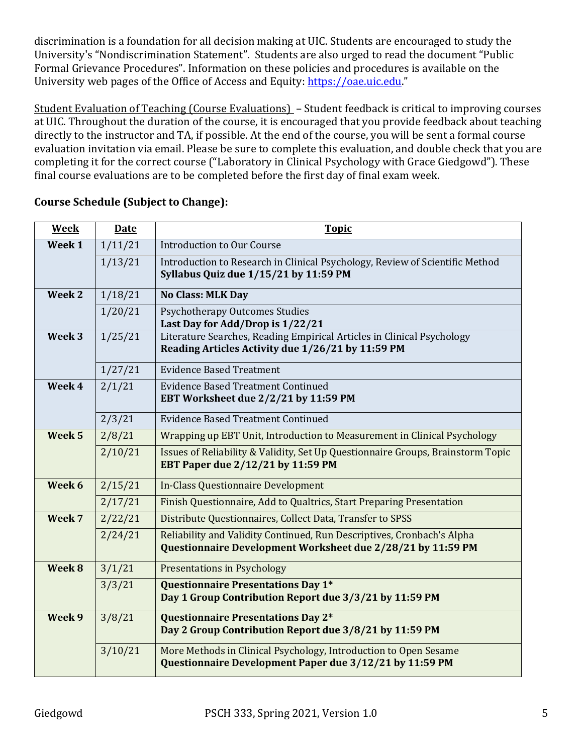discrimination is a foundation for all decision making at UIC. Students are encouraged to study the University's "Nondiscrimination Statement". Students are also urged to read the document "Public Formal Grievance Procedures". Information on these policies and procedures is available on the University web pages of the Office of Access and Equity: https://oae.uic.edu."

Student Evaluation of Teaching (Course Evaluations) – Student feedback is critical to improving courses at UIC. Throughout the duration of the course, it is encouraged that you provide feedback about teaching directly to the instructor and TA, if possible. At the end of the course, you will be sent a formal course evaluation invitation via email. Please be sure to complete this evaluation, and double check that you are completing it for the correct course ("Laboratory in Clinical Psychology with Grace Giedgowd"). These final course evaluations are to be completed before the first day of final exam week.

**Course Schedule (Subject to Change):**

| Week | Date | Topic |
|---|---|---|
| **Week 1** | 1/11/21 | Introduction to Our Course |
| | 1/13/21 | Introduction to Research in Clinical Psychology, Review of Scientific Method<br>**Syllabus Quiz due 1/15/21 by 11:59 PM** |
| **Week 2** | 1/18/21 | **No Class: MLK Day** |
| | 1/20/21 | Psychotherapy Outcomes Studies<br>**Last Day for Add/Drop is 1/22/21** |
| **Week 3** | 1/25/21 | Literature Searches, Reading Empirical Articles in Clinical Psychology<br>**Reading Articles Activity due 1/26/21 by 11:59 PM** |
| | 1/27/21 | Evidence Based Treatment |
| **Week 4** | 2/1/21 | Evidence Based Treatment Continued<br>**EBT Worksheet due 2/2/21 by 11:59 PM** |
| | 2/3/21 | Evidence Based Treatment Continued |
| **Week 5** | 2/8/21 | Wrapping up EBT Unit, Introduction to Measurement in Clinical Psychology |
| | 2/10/21 | Issues of Reliability & Validity, Set Up Questionnaire Groups, Brainstorm Topic<br>**EBT Paper due 2/12/21 by 11:59 PM** |
| **Week 6** | 2/15/21 | In-Class Questionnaire Development |
| | 2/17/21 | Finish Questionnaire, Add to Qualtrics, Start Preparing Presentation |
| **Week 7** | 2/22/21 | Distribute Questionnaires, Collect Data, Transfer to SPSS |
| | 2/24/21 | Reliability and Validity Continued, Run Descriptives, Cronbach's Alpha<br>**Questionnaire Development Worksheet due 2/28/21 by 11:59 PM** |
| **Week 8** | 3/1/21 | Presentations in Psychology |
| | 3/3/21 | **Questionnaire Presentations Day 1***<br>**Day 1 Group Contribution Report due 3/3/21 by 11:59 PM** |
| **Week 9** | 3/8/21 | **Questionnaire Presentations Day 2***<br>**Day 2 Group Contribution Report due 3/8/21 by 11:59 PM** |
| | 3/10/21 | More Methods in Clinical Psychology, Introduction to Open Sesame<br>**Questionnaire Development Paper due 3/12/21 by 11:59 PM** |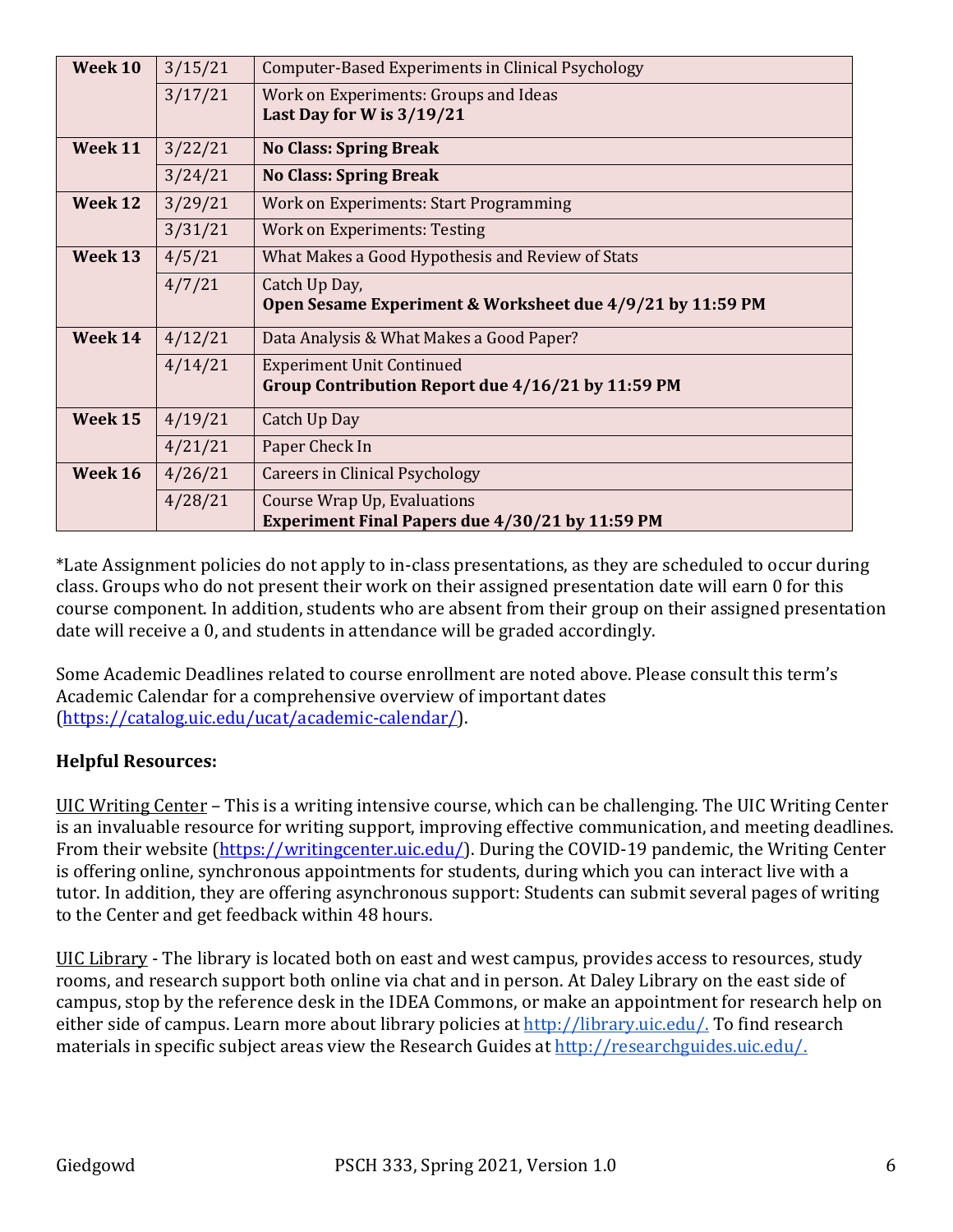| Week | Date | Topic |
| --- | --- | --- |
| **Week 10** | 3/15/21 | Computer-Based Experiments in Clinical Psychology |
| | 3/17/21 | Work on Experiments: Groups and Ideas<br>**Last Day for W is 3/19/21** |
| **Week 11** | 3/22/21 | **No Class: Spring Break** |
| | 3/24/21 | **No Class: Spring Break** |
| **Week 12** | 3/29/21 | Work on Experiments: Start Programming |
| | 3/31/21 | Work on Experiments: Testing |
| **Week 13** | 4/5/21 | What Makes a Good Hypothesis and Review of Stats |
| | 4/7/21 | Catch Up Day,<br>**Open Sesame Experiment & Worksheet due 4/9/21 by 11:59 PM** |
| **Week 14** | 4/12/21 | Data Analysis & What Makes a Good Paper? |
| | 4/14/21 | Experiment Unit Continued<br>**Group Contribution Report due 4/16/21 by 11:59 PM** |
| **Week 15** | 4/19/21 | Catch Up Day |
| | 4/21/21 | Paper Check In |
| **Week 16** | 4/26/21 | Careers in Clinical Psychology |
| | 4/28/21 | Course Wrap Up, Evaluations<br>**Experiment Final Papers due 4/30/21 by 11:59 PM** |

*Late Assignment policies do not apply to in-class presentations, as they are scheduled to occur during class. Groups who do not present their work on their assigned presentation date will earn 0 for this course component. In addition, students who are absent from their group on their assigned presentation date will receive a 0, and students in attendance will be graded accordingly.

Some Academic Deadlines related to course enrollment are noted above. Please consult this term's Academic Calendar for a comprehensive overview of important dates (https://catalog.uic.edu/ucat/academic-calendar/).

**Helpful Resources:**

UIC Writing Center – This is a writing intensive course, which can be challenging. The UIC Writing Center is an invaluable resource for writing support, improving effective communication, and meeting deadlines. From their website (https://writingcenter.uic.edu/). During the COVID-19 pandemic, the Writing Center is offering online, synchronous appointments for students, during which you can interact live with a tutor. In addition, they are offering asynchronous support: Students can submit several pages of writing to the Center and get feedback within 48 hours.

UIC Library - The library is located both on east and west campus, provides access to resources, study rooms, and research support both online via chat and in person. At Daley Library on the east side of campus, stop by the reference desk in the IDEA Commons, or make an appointment for research help on either side of campus. Learn more about library policies at http://library.uic.edu/. To find research materials in specific subject areas view the Research Guides at http://researchguides.uic.edu/.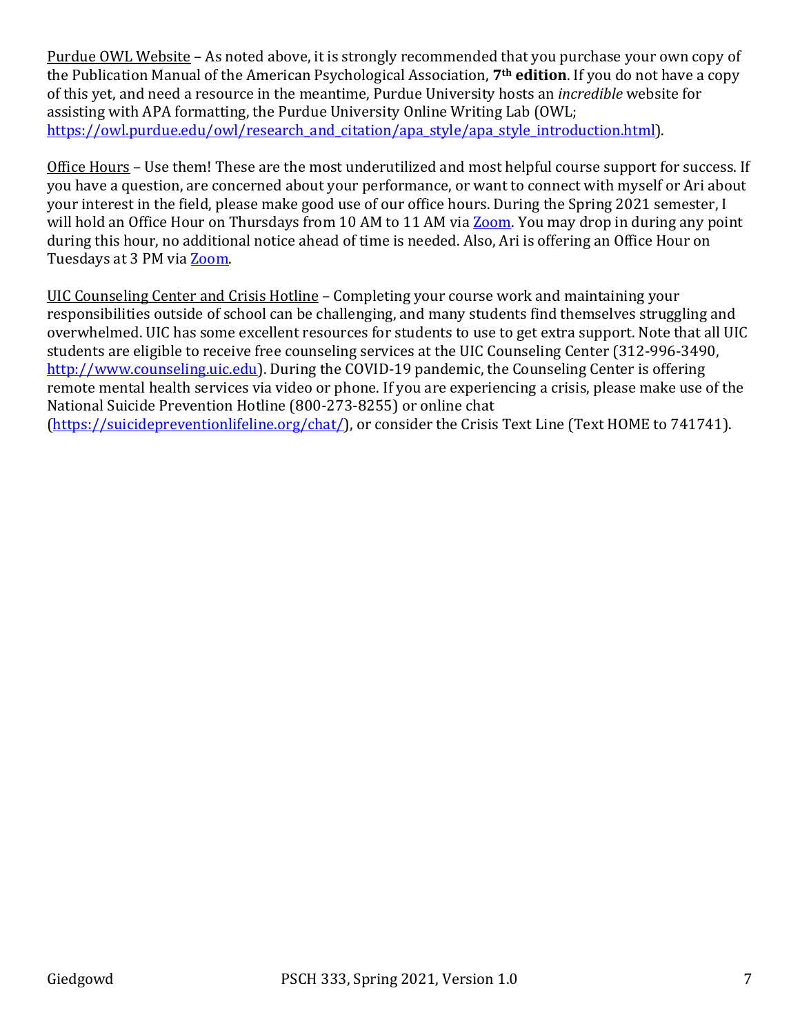<u>Purdue OWL Website</u> – As noted above, it is strongly recommended that you purchase your own copy of the Publication Manual of the American Psychological Association, **7th edition**. If you do not have a copy of this yet, and need a resource in the meantime, Purdue University hosts an *incredible* website for assisting with APA formatting, the Purdue University Online Writing Lab (OWL; https://owl.purdue.edu/owl/research_and_citation/apa_style/apa_style_introduction.html).

<u>Office Hours</u> – Use them! These are the most underutilized and most helpful course support for success. If you have a question, are concerned about your performance, or want to connect with myself or Ari about your interest in the field, please make good use of our office hours. During the Spring 2021 semester, I will hold an Office Hour on Thursdays from 10 AM to 11 AM via Zoom. You may drop in during any point during this hour, no additional notice ahead of time is needed. Also, Ari is offering an Office Hour on Tuesdays at 3 PM via Zoom.

<u>UIC Counseling Center and Crisis Hotline</u> – Completing your course work and maintaining your responsibilities outside of school can be challenging, and many students find themselves struggling and overwhelmed. UIC has some excellent resources for students to use to get extra support. Note that all UIC students are eligible to receive free counseling services at the UIC Counseling Center (312-996-3490, http://www.counseling.uic.edu). During the COVID-19 pandemic, the Counseling Center is offering remote mental health services via video or phone. If you are experiencing a crisis, please make use of the National Suicide Prevention Hotline (800-273-8255) or online chat (https://suicidepreventionlifeline.org/chat/), or consider the Crisis Text Line (Text HOME to 741741).